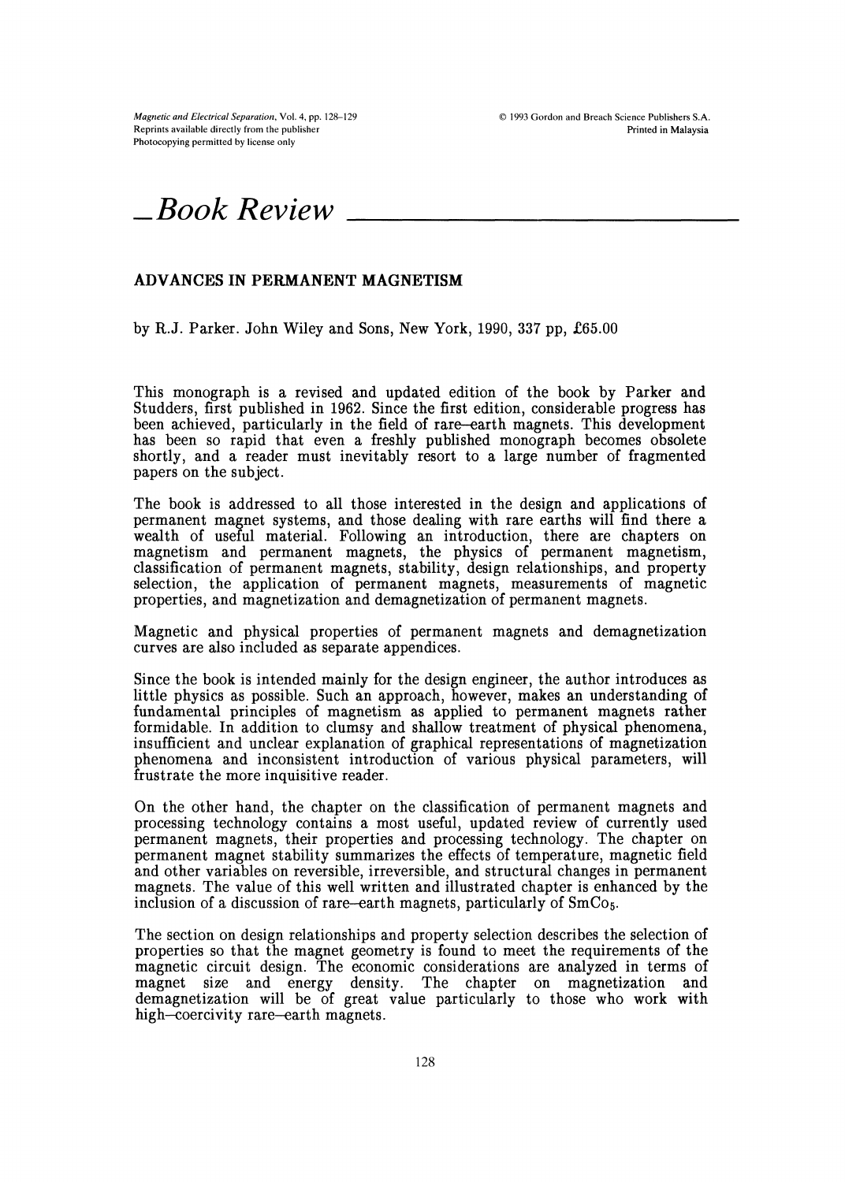# Book Review

## ADVANCES IN PERMANENT MAGNETISM

by R.J. Parker. John Wiley and Sons, New York, 1990, 337 pp, £65.00

This monograph is a revised and updated edition of the book by Parker and Studders, first published in 1962. Since the first edition, considerable progress has been achieved, particularly in the field of rare–earth magnets. This development has been so rapid that even a freshly published monograph becomes obsolete shortly, and a reader must inevitably resort to a large number of fragmented papers on the subject.

The book is addressed to all those interested in the design and applications of permanent magnet systems, and those dealing with rare earths will find there a wealth of useful material. Following an introduction, there are chapters on magnetism and permanent magnets, the physics of permanent magnetism, classification of permanent magnets, stability, design relationships, and property selection, the application of permanent magnets, measurements of magnetic properties, and magnetization and demagnetization of permanent magnets.

Magnetic and physical properties of permanent magnets and demagnetization curves are also included as separate appendices.

Since the book is intended mainly for the design engineer, the author introduces as little physics as possible. Such an approach, however, makes an understanding of fundamental principles of magnetism as applied to permanent magnets rather formidable. In addition to clumsy and shallow treatment of physical phenomena, insufficient and unclear explanation of graphical representations of magnetization phenomena and inconsistent introduction of various physical parameters, will frustrate the more inquisitive reader.

On the other hand, the chapter on the classification of permanent magnets and processing technology contains a most useful, updated review of currently used permanent magnets, their properties and processing technology. The chapter on permanent magnet stability summarizes the effects of temperature, magnetic field and other variables on reversible, irreversible, and structural changes in permanent magnets. The value of this well written and illustrated chapter is enhanced by the inclusion of a discussion of rare–earth magnets, particularly of $SmCo_5$.

The section on design relationships and property selection describes the selection of properties so that the magnet geometry is found to meet the requirements of the magnetic circuit design. The economic considerations are analyzed in terms of magnet size and energy density. The chapter on magnetization and demagnetization will be of great value particularly to those who work with high–coercivity rare–earth magnets.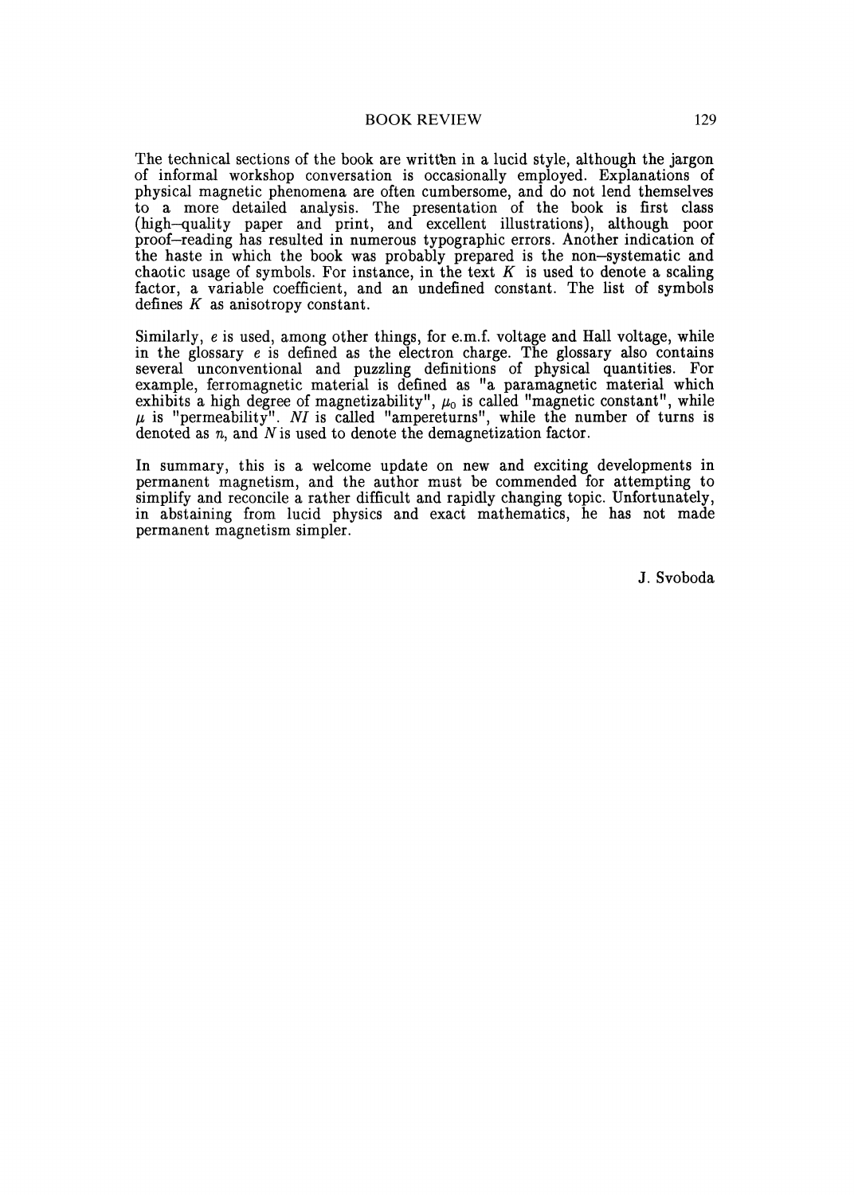The technical sections of the book are written in a lucid style, although the jargon of informal workshop conversation is occasionally employed. Explanations of physical magnetic phenomena are often cumbersome, and do not lend themselves to a more detailed analysis. The presentation of the book is first class (high–quality paper and print, and excellent illustrations), although poor proof–reading has resulted in numerous typographic errors. Another indication of the haste in which the book was probably prepared is the non–systematic and chaotic usage of symbols. For instance, in the text $K$ is used to denote a scaling factor, a variable coefficient, and an undefined constant. The list of symbols defines $K$ as anisotropy constant.

Similarly, $e$ is used, among other things, for e.m.f. voltage and Hall voltage, while in the glossary $e$ is defined as the electron charge. The glossary also contains several unconventional and puzzling definitions of physical quantities. For example, ferromagnetic material is defined as "a paramagnetic material which exhibits a high degree of magnetizability", $\mu_0$ is called "magnetic constant", while $\mu$ is "permeability". $NI$ is called "ampereturns", while the number of turns is denoted as $n$, and $N$ is used to denote the demagnetization factor.

In summary, this is a welcome update on new and exciting developments in permanent magnetism, and the author must be commended for attempting to simplify and reconcile a rather difficult and rapidly changing topic. Unfortunately, in abstaining from lucid physics and exact mathematics, he has not made permanent magnetism simpler.

J. Svoboda